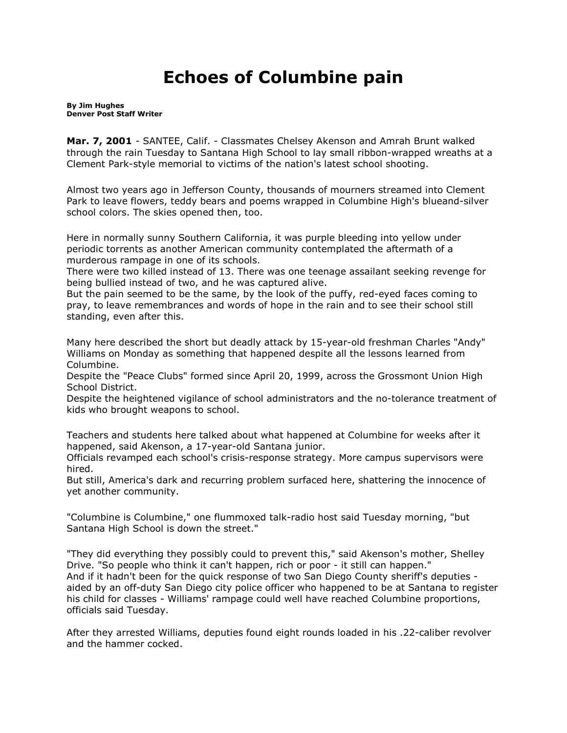# Echoes of Columbine pain

**By Jim Hughes**
**Denver Post Staff Writer**

**Mar. 7, 2001** - SANTEE, Calif. - Classmates Chelsey Akenson and Amrah Brunt walked through the rain Tuesday to Santana High School to lay small ribbon-wrapped wreaths at a Clement Park-style memorial to victims of the nation's latest school shooting.

Almost two years ago in Jefferson County, thousands of mourners streamed into Clement Park to leave flowers, teddy bears and poems wrapped in Columbine High's blueand-silver school colors. The skies opened then, too.

Here in normally sunny Southern California, it was purple bleeding into yellow under periodic torrents as another American community contemplated the aftermath of a murderous rampage in one of its schools.
There were two killed instead of 13. There was one teenage assailant seeking revenge for being bullied instead of two, and he was captured alive.
But the pain seemed to be the same, by the look of the puffy, red-eyed faces coming to pray, to leave remembrances and words of hope in the rain and to see their school still standing, even after this.

Many here described the short but deadly attack by 15-year-old freshman Charles "Andy" Williams on Monday as something that happened despite all the lessons learned from Columbine.
Despite the "Peace Clubs" formed since April 20, 1999, across the Grossmont Union High School District.
Despite the heightened vigilance of school administrators and the no-tolerance treatment of kids who brought weapons to school.

Teachers and students here talked about what happened at Columbine for weeks after it happened, said Akenson, a 17-year-old Santana junior.
Officials revamped each school's crisis-response strategy. More campus supervisors were hired.
But still, America's dark and recurring problem surfaced here, shattering the innocence of yet another community.

"Columbine is Columbine," one flummoxed talk-radio host said Tuesday morning, "but Santana High School is down the street."

"They did everything they possibly could to prevent this," said Akenson's mother, Shelley Drive. "So people who think it can't happen, rich or poor - it still can happen."
And if it hadn't been for the quick response of two San Diego County sheriff's deputies - aided by an off-duty San Diego city police officer who happened to be at Santana to register his child for classes - Williams' rampage could well have reached Columbine proportions, officials said Tuesday.

After they arrested Williams, deputies found eight rounds loaded in his .22-caliber revolver and the hammer cocked.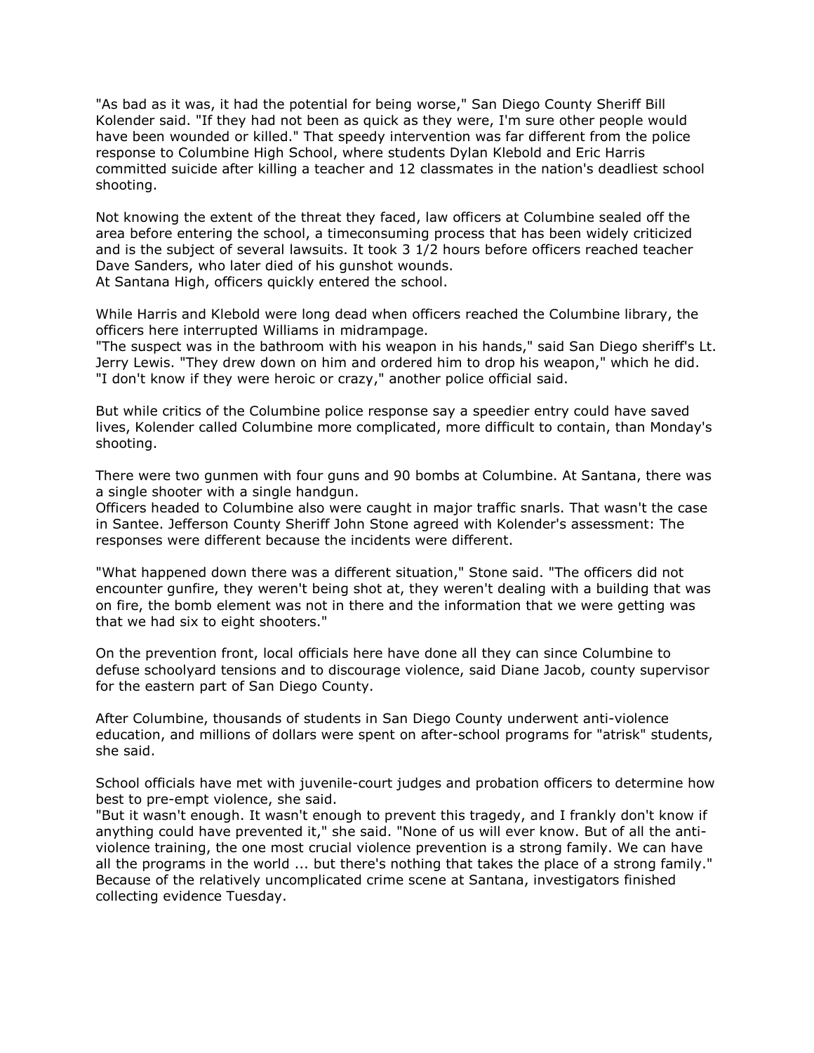"As bad as it was, it had the potential for being worse," San Diego County Sheriff Bill Kolender said. "If they had not been as quick as they were, I'm sure other people would have been wounded or killed." That speedy intervention was far different from the police response to Columbine High School, where students Dylan Klebold and Eric Harris committed suicide after killing a teacher and 12 classmates in the nation's deadliest school shooting.

Not knowing the extent of the threat they faced, law officers at Columbine sealed off the area before entering the school, a timeconsuming process that has been widely criticized and is the subject of several lawsuits. It took 3 1/2 hours before officers reached teacher Dave Sanders, who later died of his gunshot wounds.
At Santana High, officers quickly entered the school.

While Harris and Klebold were long dead when officers reached the Columbine library, the officers here interrupted Williams in midrampage.
"The suspect was in the bathroom with his weapon in his hands," said San Diego sheriff's Lt. Jerry Lewis. "They drew down on him and ordered him to drop his weapon," which he did.
"I don't know if they were heroic or crazy," another police official said.

But while critics of the Columbine police response say a speedier entry could have saved lives, Kolender called Columbine more complicated, more difficult to contain, than Monday's shooting.

There were two gunmen with four guns and 90 bombs at Columbine. At Santana, there was a single shooter with a single handgun.
Officers headed to Columbine also were caught in major traffic snarls. That wasn't the case in Santee. Jefferson County Sheriff John Stone agreed with Kolender's assessment: The responses were different because the incidents were different.

"What happened down there was a different situation," Stone said. "The officers did not encounter gunfire, they weren't being shot at, they weren't dealing with a building that was on fire, the bomb element was not in there and the information that we were getting was that we had six to eight shooters."

On the prevention front, local officials here have done all they can since Columbine to defuse schoolyard tensions and to discourage violence, said Diane Jacob, county supervisor for the eastern part of San Diego County.

After Columbine, thousands of students in San Diego County underwent anti-violence education, and millions of dollars were spent on after-school programs for "atrisk" students, she said.

School officials have met with juvenile-court judges and probation officers to determine how best to pre-empt violence, she said.
"But it wasn't enough. It wasn't enough to prevent this tragedy, and I frankly don't know if anything could have prevented it," she said. "None of us will ever know. But of all the anti-violence training, the one most crucial violence prevention is a strong family. We can have all the programs in the world ... but there's nothing that takes the place of a strong family."
Because of the relatively uncomplicated crime scene at Santana, investigators finished collecting evidence Tuesday.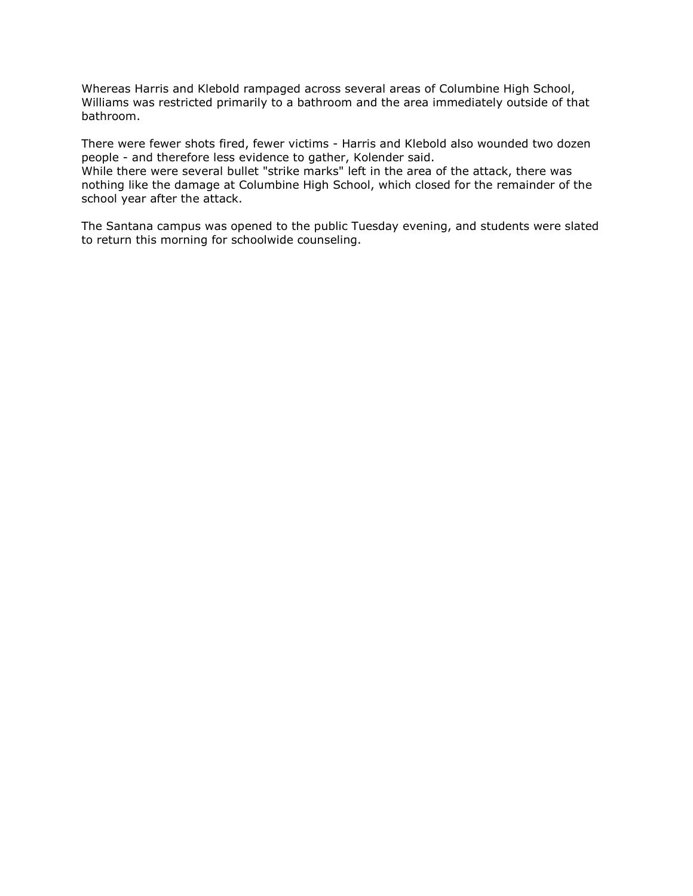Whereas Harris and Klebold rampaged across several areas of Columbine High School, Williams was restricted primarily to a bathroom and the area immediately outside of that bathroom.

There were fewer shots fired, fewer victims - Harris and Klebold also wounded two dozen people - and therefore less evidence to gather, Kolender said.
While there were several bullet "strike marks" left in the area of the attack, there was nothing like the damage at Columbine High School, which closed for the remainder of the school year after the attack.

The Santana campus was opened to the public Tuesday evening, and students were slated to return this morning for schoolwide counseling.